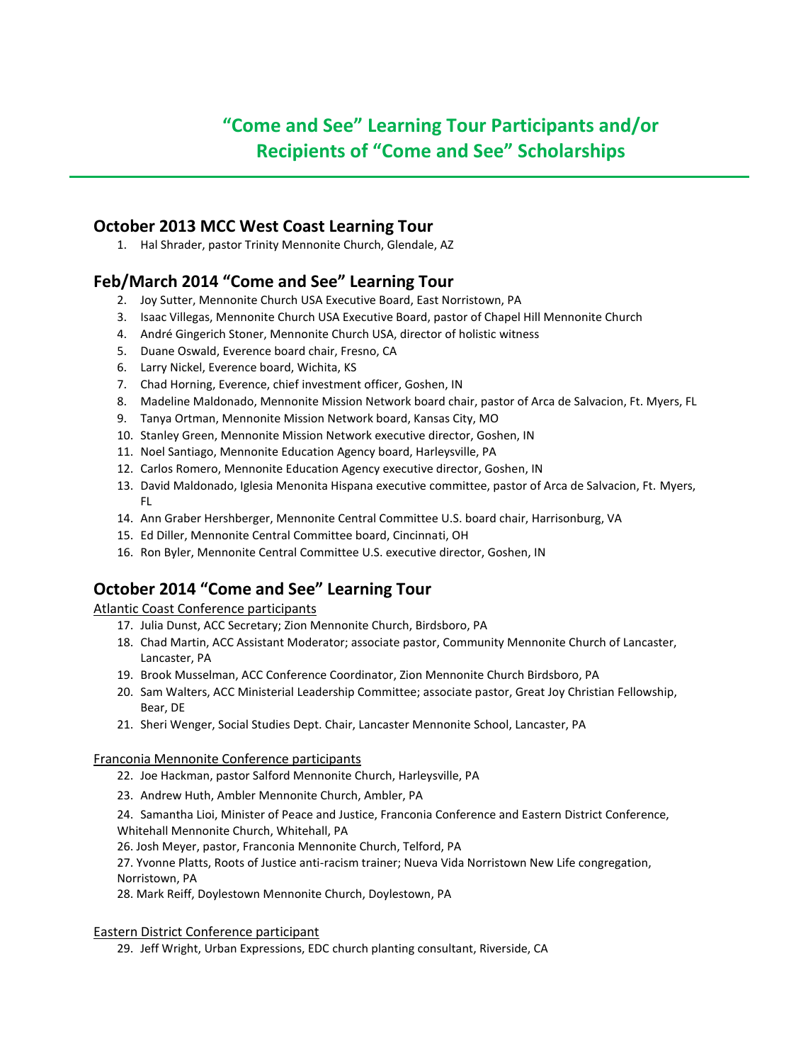# "Come and See" Learning Tour Participants and/or Recipients of "Come and See" Scholarships

## October 2013 MCC West Coast Learning Tour

1. Hal Shrader, pastor Trinity Mennonite Church, Glendale, AZ

## Feb/March 2014 "Come and See" Learning Tour

2. Joy Sutter, Mennonite Church USA Executive Board, East Norristown, PA
3. Isaac Villegas, Mennonite Church USA Executive Board, pastor of Chapel Hill Mennonite Church
4. André Gingerich Stoner, Mennonite Church USA, director of holistic witness
5. Duane Oswald, Everence board chair, Fresno, CA
6. Larry Nickel, Everence board, Wichita, KS
7. Chad Horning, Everence, chief investment officer, Goshen, IN
8. Madeline Maldonado, Mennonite Mission Network board chair, pastor of Arca de Salvacion, Ft. Myers, FL
9. Tanya Ortman, Mennonite Mission Network board, Kansas City, MO
10. Stanley Green, Mennonite Mission Network executive director, Goshen, IN
11. Noel Santiago, Mennonite Education Agency board, Harleysville, PA
12. Carlos Romero, Mennonite Education Agency executive director, Goshen, IN
13. David Maldonado, Iglesia Menonita Hispana executive committee, pastor of Arca de Salvacion, Ft. Myers, FL
14. Ann Graber Hershberger, Mennonite Central Committee U.S. board chair, Harrisonburg, VA
15. Ed Diller, Mennonite Central Committee board, Cincinnati, OH
16. Ron Byler, Mennonite Central Committee U.S. executive director, Goshen, IN

## October 2014 "Come and See" Learning Tour

Atlantic Coast Conference participants

17. Julia Dunst, ACC Secretary; Zion Mennonite Church, Birdsboro, PA
18. Chad Martin, ACC Assistant Moderator; associate pastor, Community Mennonite Church of Lancaster, Lancaster, PA
19. Brook Musselman, ACC Conference Coordinator, Zion Mennonite Church Birdsboro, PA
20. Sam Walters, ACC Ministerial Leadership Committee; associate pastor, Great Joy Christian Fellowship, Bear, DE
21. Sheri Wenger, Social Studies Dept. Chair, Lancaster Mennonite School, Lancaster, PA

Franconia Mennonite Conference participants

22. Joe Hackman, pastor Salford Mennonite Church, Harleysville, PA
23. Andrew Huth, Ambler Mennonite Church, Ambler, PA

24. Samantha Lioi, Minister of Peace and Justice, Franconia Conference and Eastern District Conference, Whitehall Mennonite Church, Whitehall, PA

26. Josh Meyer, pastor, Franconia Mennonite Church, Telford, PA

27. Yvonne Platts, Roots of Justice anti-racism trainer; Nueva Vida Norristown New Life congregation, Norristown, PA

28. Mark Reiff, Doylestown Mennonite Church, Doylestown, PA

Eastern District Conference participant

29. Jeff Wright, Urban Expressions, EDC church planting consultant, Riverside, CA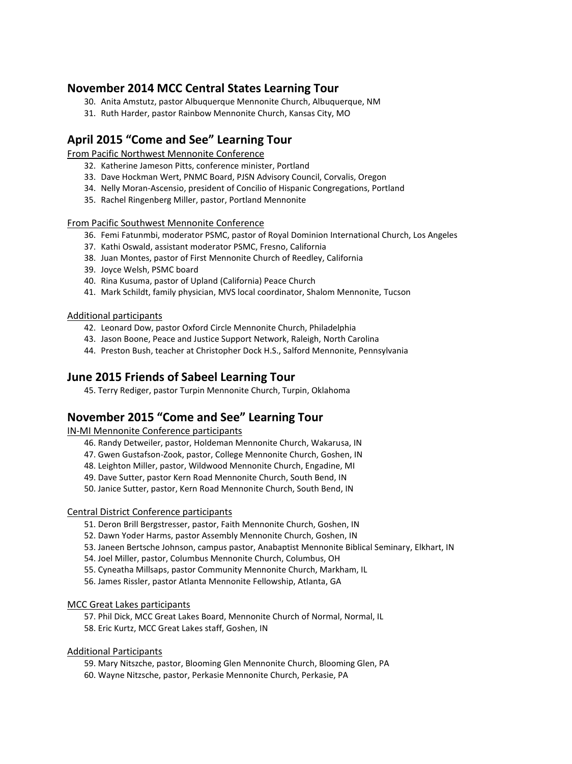## November 2014 MCC Central States Learning Tour

30. Anita Amstutz, pastor Albuquerque Mennonite Church, Albuquerque, NM
31. Ruth Harder, pastor Rainbow Mennonite Church, Kansas City, MO

## April 2015 “Come and See” Learning Tour

From Pacific Northwest Mennonite Conference

32. Katherine Jameson Pitts, conference minister, Portland
33. Dave Hockman Wert, PNMC Board, PJSN Advisory Council, Corvalis, Oregon
34. Nelly Moran-Ascensio, president of Concilio of Hispanic Congregations, Portland
35. Rachel Ringenberg Miller, pastor, Portland Mennonite

From Pacific Southwest Mennonite Conference

36. Femi Fatunmbi, moderator PSMC, pastor of Royal Dominion International Church, Los Angeles
37. Kathi Oswald, assistant moderator PSMC, Fresno, California
38. Juan Montes, pastor of First Mennonite Church of Reedley, California
39. Joyce Welsh, PSMC board
40. Rina Kusuma, pastor of Upland (California) Peace Church
41. Mark Schildt, family physician, MVS local coordinator, Shalom Mennonite, Tucson

Additional participants

42. Leonard Dow, pastor Oxford Circle Mennonite Church, Philadelphia
43. Jason Boone, Peace and Justice Support Network, Raleigh, North Carolina
44. Preston Bush, teacher at Christopher Dock H.S., Salford Mennonite, Pennsylvania

## June 2015 Friends of Sabeel Learning Tour

45. Terry Rediger, pastor Turpin Mennonite Church, Turpin, Oklahoma

## November 2015 “Come and See” Learning Tour

IN-MI Mennonite Conference participants

46. Randy Detweiler, pastor, Holdeman Mennonite Church, Wakarusa, IN
47. Gwen Gustafson-Zook, pastor, College Mennonite Church, Goshen, IN
48. Leighton Miller, pastor, Wildwood Mennonite Church, Engadine, MI
49. Dave Sutter, pastor Kern Road Mennonite Church, South Bend, IN
50. Janice Sutter, pastor, Kern Road Mennonite Church, South Bend, IN

Central District Conference participants

51. Deron Brill Bergstresser, pastor, Faith Mennonite Church, Goshen, IN
52. Dawn Yoder Harms, pastor Assembly Mennonite Church, Goshen, IN
53. Janeen Bertsche Johnson, campus pastor, Anabaptist Mennonite Biblical Seminary, Elkhart, IN
54. Joel Miller, pastor, Columbus Mennonite Church, Columbus, OH
55. Cyneatha Millsaps, pastor Community Mennonite Church, Markham, IL
56. James Rissler, pastor Atlanta Mennonite Fellowship, Atlanta, GA

MCC Great Lakes participants

57. Phil Dick, MCC Great Lakes Board, Mennonite Church of Normal, Normal, IL
58. Eric Kurtz, MCC Great Lakes staff, Goshen, IN

Additional Participants

59. Mary Nitszche, pastor, Blooming Glen Mennonite Church, Blooming Glen, PA
60. Wayne Nitzsche, pastor, Perkasie Mennonite Church, Perkasie, PA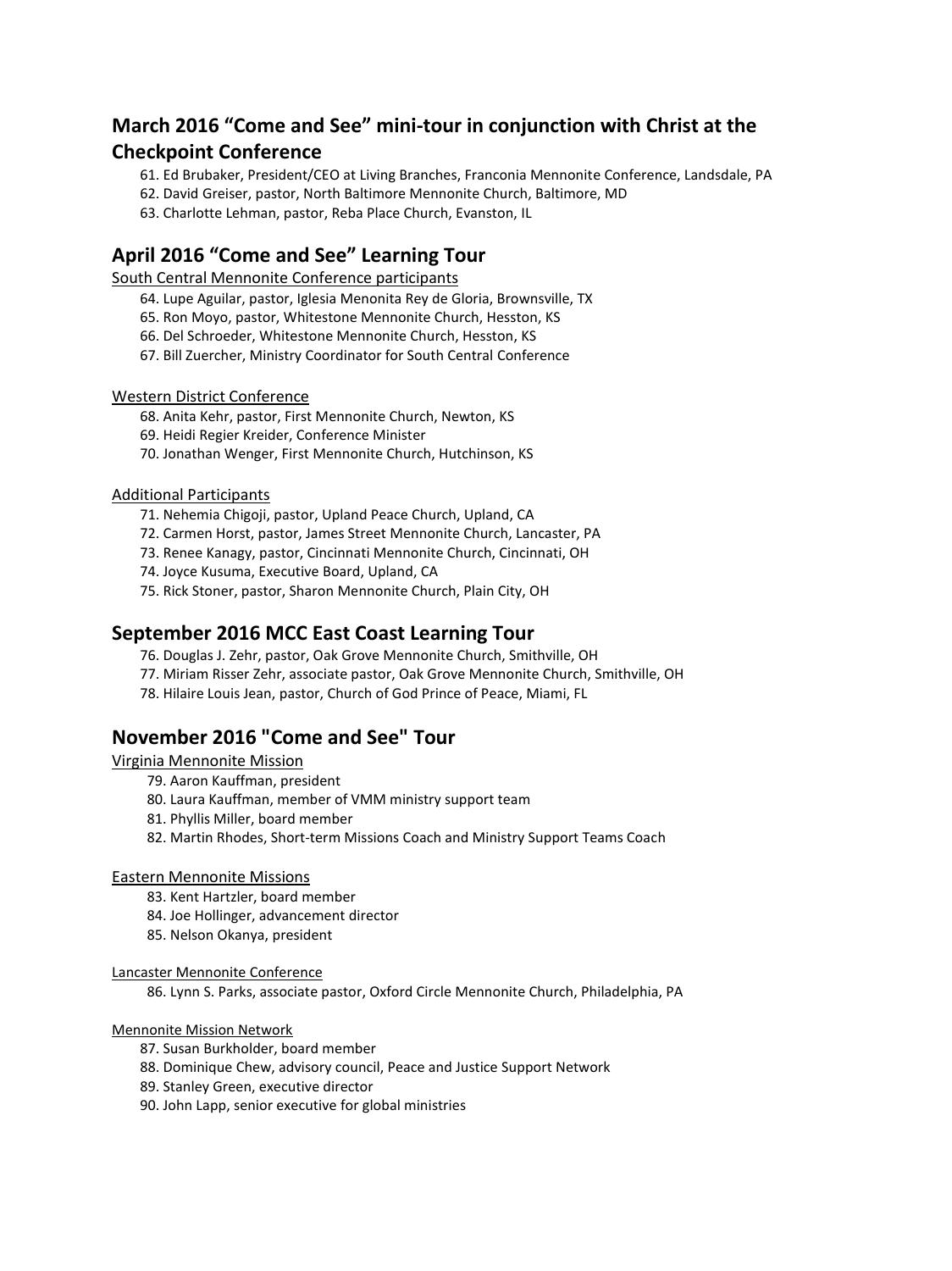## March 2016 “Come and See” mini-tour in conjunction with Christ at the Checkpoint Conference

61. Ed Brubaker, President/CEO at Living Branches, Franconia Mennonite Conference, Landsdale, PA
62. David Greiser, pastor, North Baltimore Mennonite Church, Baltimore, MD
63. Charlotte Lehman, pastor, Reba Place Church, Evanston, IL

## April 2016 “Come and See” Learning Tour

South Central Mennonite Conference participants

64. Lupe Aguilar, pastor, Iglesia Menonita Rey de Gloria, Brownsville, TX
65. Ron Moyo, pastor, Whitestone Mennonite Church, Hesston, KS
66. Del Schroeder, Whitestone Mennonite Church, Hesston, KS
67. Bill Zuercher, Ministry Coordinator for South Central Conference

Western District Conference

68. Anita Kehr, pastor, First Mennonite Church, Newton, KS
69. Heidi Regier Kreider, Conference Minister
70. Jonathan Wenger, First Mennonite Church, Hutchinson, KS

Additional Participants

71. Nehemia Chigoji, pastor, Upland Peace Church, Upland, CA
72. Carmen Horst, pastor, James Street Mennonite Church, Lancaster, PA
73. Renee Kanagy, pastor, Cincinnati Mennonite Church, Cincinnati, OH
74. Joyce Kusuma, Executive Board, Upland, CA
75. Rick Stoner, pastor, Sharon Mennonite Church, Plain City, OH

## September 2016 MCC East Coast Learning Tour

76. Douglas J. Zehr, pastor, Oak Grove Mennonite Church, Smithville, OH
77. Miriam Risser Zehr, associate pastor, Oak Grove Mennonite Church, Smithville, OH
78. Hilaire Louis Jean, pastor, Church of God Prince of Peace, Miami, FL

## November 2016 "Come and See" Tour

Virginia Mennonite Mission

79. Aaron Kauffman, president
80. Laura Kauffman, member of VMM ministry support team
81. Phyllis Miller, board member
82. Martin Rhodes, Short-term Missions Coach and Ministry Support Teams Coach

Eastern Mennonite Missions

83. Kent Hartzler, board member
84. Joe Hollinger, advancement director
85. Nelson Okanya, president

Lancaster Mennonite Conference

86. Lynn S. Parks, associate pastor, Oxford Circle Mennonite Church, Philadelphia, PA

Mennonite Mission Network

87. Susan Burkholder, board member
88. Dominique Chew, advisory council, Peace and Justice Support Network
89. Stanley Green, executive director
90. John Lapp, senior executive for global ministries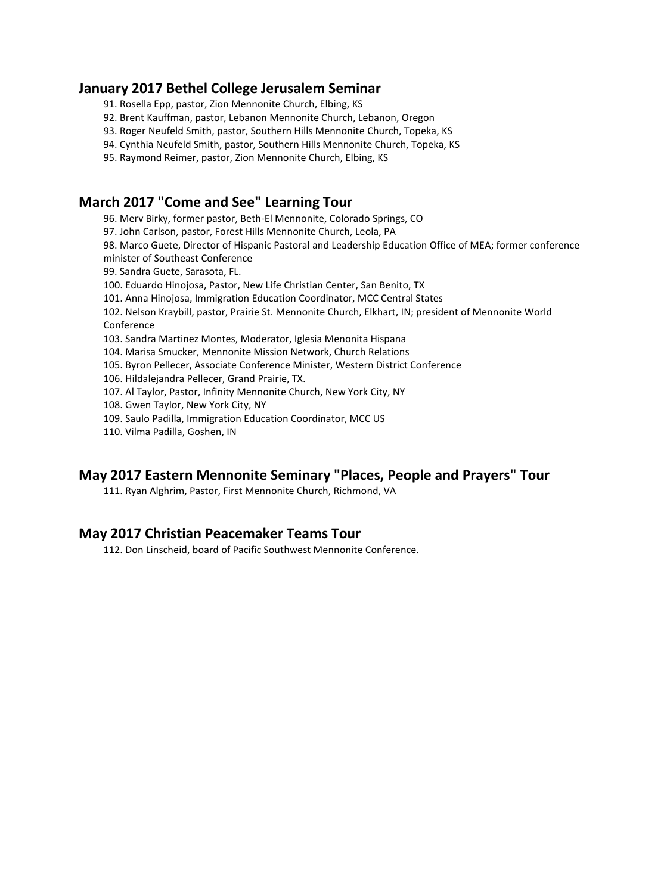## January 2017 Bethel College Jerusalem Seminar

91. Rosella Epp, pastor, Zion Mennonite Church, Elbing, KS
92. Brent Kauffman, pastor, Lebanon Mennonite Church, Lebanon, Oregon
93. Roger Neufeld Smith, pastor, Southern Hills Mennonite Church, Topeka, KS
94. Cynthia Neufeld Smith, pastor, Southern Hills Mennonite Church, Topeka, KS
95. Raymond Reimer, pastor, Zion Mennonite Church, Elbing, KS

## March 2017 "Come and See" Learning Tour

96. Merv Birky, former pastor, Beth-El Mennonite, Colorado Springs, CO
97. John Carlson, pastor, Forest Hills Mennonite Church, Leola, PA
98. Marco Guete, Director of Hispanic Pastoral and Leadership Education Office of MEA; former conference minister of Southeast Conference
99. Sandra Guete, Sarasota, FL.
100. Eduardo Hinojosa, Pastor, New Life Christian Center, San Benito, TX
101. Anna Hinojosa, Immigration Education Coordinator, MCC Central States
102. Nelson Kraybill, pastor, Prairie St. Mennonite Church, Elkhart, IN; president of Mennonite World Conference
103. Sandra Martinez Montes, Moderator, Iglesia Menonita Hispana
104. Marisa Smucker, Mennonite Mission Network, Church Relations
105. Byron Pellecer, Associate Conference Minister, Western District Conference
106. Hildalejandra Pellecer, Grand Prairie, TX.
107. Al Taylor, Pastor, Infinity Mennonite Church, New York City, NY
108. Gwen Taylor, New York City, NY
109. Saulo Padilla, Immigration Education Coordinator, MCC US
110. Vilma Padilla, Goshen, IN

## May 2017 Eastern Mennonite Seminary "Places, People and Prayers" Tour

111. Ryan Alghrim, Pastor, First Mennonite Church, Richmond, VA

## May 2017 Christian Peacemaker Teams Tour

112. Don Linscheid, board of Pacific Southwest Mennonite Conference.